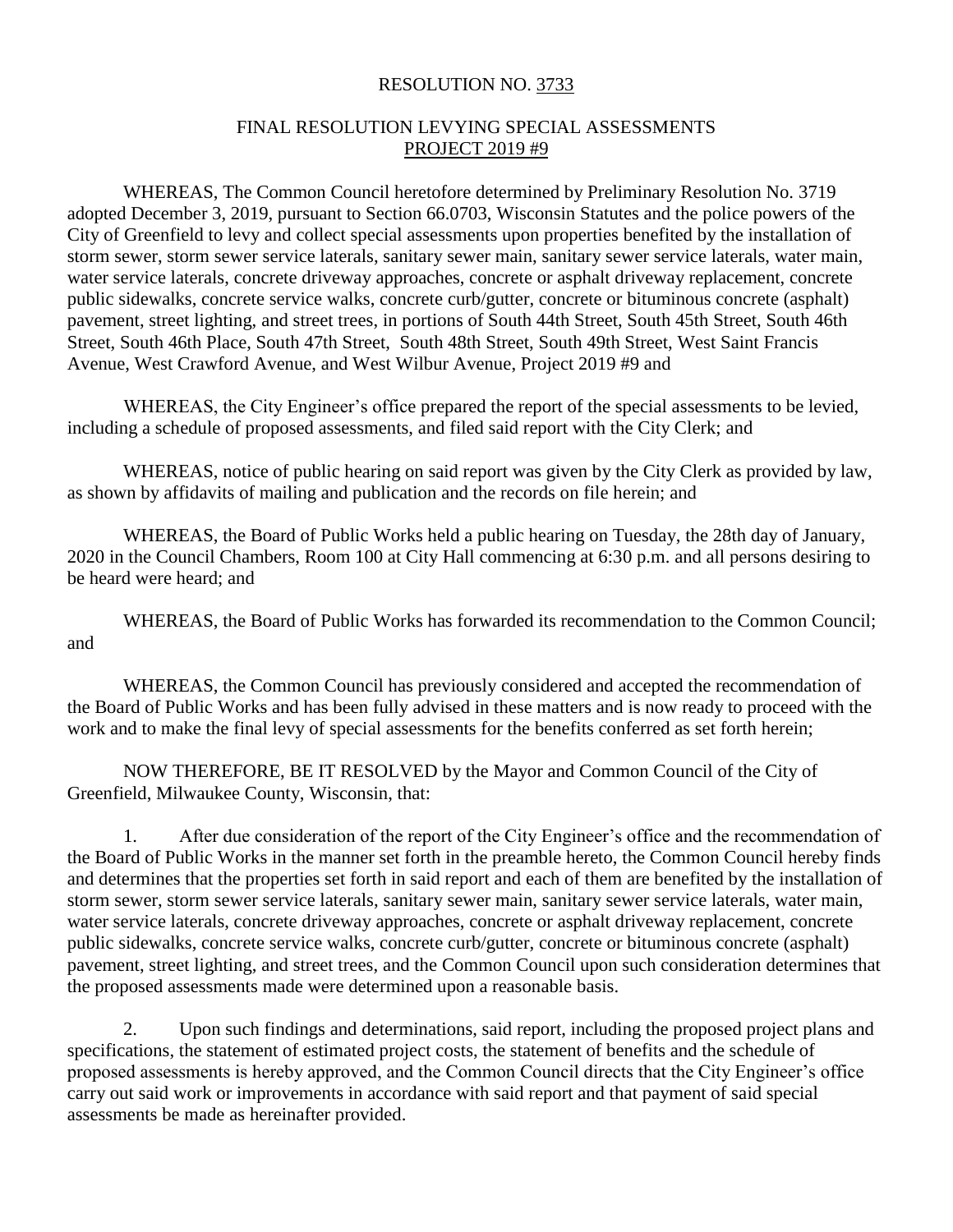# RESOLUTION NO. 3733

## FINAL RESOLUTION LEVYING SPECIAL ASSESSMENTS PROJECT 2019 #9

WHEREAS, The Common Council heretofore determined by Preliminary Resolution No. 3719 adopted December 3, 2019, pursuant to Section 66.0703, Wisconsin Statutes and the police powers of the City of Greenfield to levy and collect special assessments upon properties benefited by the installation of storm sewer, storm sewer service laterals, sanitary sewer main, sanitary sewer service laterals, water main, water service laterals, concrete driveway approaches, concrete or asphalt driveway replacement, concrete public sidewalks, concrete service walks, concrete curb/gutter, concrete or bituminous concrete (asphalt) pavement, street lighting, and street trees, in portions of South 44th Street, South 45th Street, South 46th Street, South 46th Place, South 47th Street, South 48th Street, South 49th Street, West Saint Francis Avenue, West Crawford Avenue, and West Wilbur Avenue, Project 2019 #9 and

WHEREAS, the City Engineer's office prepared the report of the special assessments to be levied, including a schedule of proposed assessments, and filed said report with the City Clerk; and

WHEREAS, notice of public hearing on said report was given by the City Clerk as provided by law, as shown by affidavits of mailing and publication and the records on file herein; and

WHEREAS, the Board of Public Works held a public hearing on Tuesday, the 28th day of January, 2020 in the Council Chambers, Room 100 at City Hall commencing at 6:30 p.m. and all persons desiring to be heard were heard; and

WHEREAS, the Board of Public Works has forwarded its recommendation to the Common Council; and

WHEREAS, the Common Council has previously considered and accepted the recommendation of the Board of Public Works and has been fully advised in these matters and is now ready to proceed with the work and to make the final levy of special assessments for the benefits conferred as set forth herein;

NOW THEREFORE, BE IT RESOLVED by the Mayor and Common Council of the City of Greenfield, Milwaukee County, Wisconsin, that:

1. After due consideration of the report of the City Engineer's office and the recommendation of the Board of Public Works in the manner set forth in the preamble hereto, the Common Council hereby finds and determines that the properties set forth in said report and each of them are benefited by the installation of storm sewer, storm sewer service laterals, sanitary sewer main, sanitary sewer service laterals, water main, water service laterals, concrete driveway approaches, concrete or asphalt driveway replacement, concrete public sidewalks, concrete service walks, concrete curb/gutter, concrete or bituminous concrete (asphalt) pavement, street lighting, and street trees, and the Common Council upon such consideration determines that the proposed assessments made were determined upon a reasonable basis.

2. Upon such findings and determinations, said report, including the proposed project plans and specifications, the statement of estimated project costs, the statement of benefits and the schedule of proposed assessments is hereby approved, and the Common Council directs that the City Engineer's office carry out said work or improvements in accordance with said report and that payment of said special assessments be made as hereinafter provided.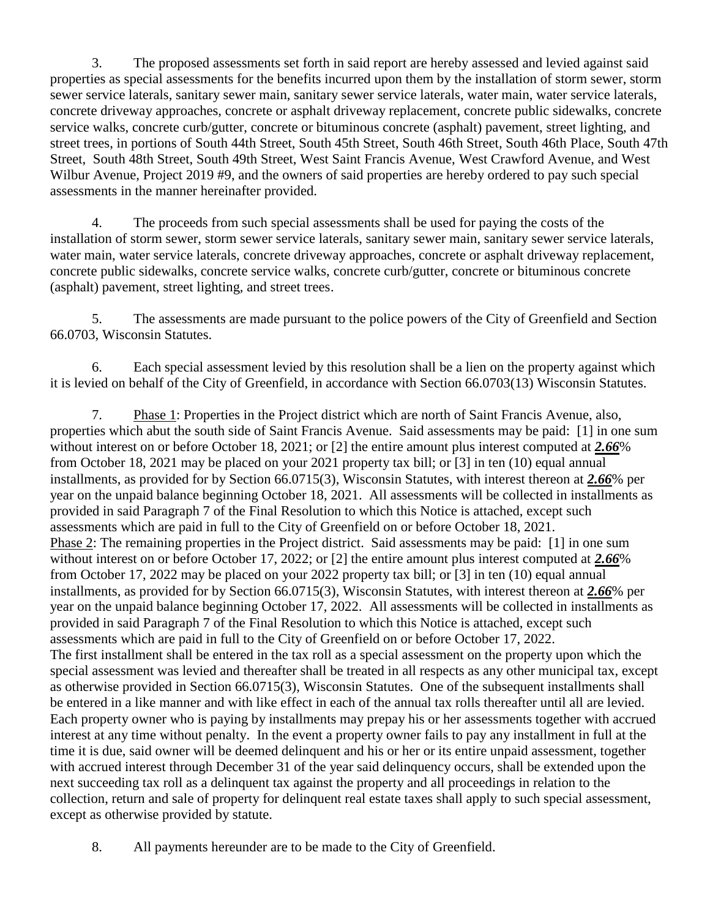3. The proposed assessments set forth in said report are hereby assessed and levied against said properties as special assessments for the benefits incurred upon them by the installation of storm sewer, storm sewer service laterals, sanitary sewer main, sanitary sewer service laterals, water main, water service laterals, concrete driveway approaches, concrete or asphalt driveway replacement, concrete public sidewalks, concrete service walks, concrete curb/gutter, concrete or bituminous concrete (asphalt) pavement, street lighting, and street trees, in portions of South 44th Street, South 45th Street, South 46th Street, South 46th Place, South 47th Street, South 48th Street, South 49th Street, West Saint Francis Avenue, West Crawford Avenue, and West Wilbur Avenue, Project 2019 #9, and the owners of said properties are hereby ordered to pay such special assessments in the manner hereinafter provided.

4. The proceeds from such special assessments shall be used for paying the costs of the installation of storm sewer, storm sewer service laterals, sanitary sewer main, sanitary sewer service laterals, water main, water service laterals, concrete driveway approaches, concrete or asphalt driveway replacement, concrete public sidewalks, concrete service walks, concrete curb/gutter, concrete or bituminous concrete (asphalt) pavement, street lighting, and street trees.

5. The assessments are made pursuant to the police powers of the City of Greenfield and Section 66.0703, Wisconsin Statutes.

6. Each special assessment levied by this resolution shall be a lien on the property against which it is levied on behalf of the City of Greenfield, in accordance with Section 66.0703(13) Wisconsin Statutes.

7. Phase 1: Properties in the Project district which are north of Saint Francis Avenue, also, properties which abut the south side of Saint Francis Avenue. Said assessments may be paid: [1] in one sum without interest on or before October 18, 2021; or [2] the entire amount plus interest computed at ***2.66***% from October 18, 2021 may be placed on your 2021 property tax bill; or [3] in ten (10) equal annual installments, as provided for by Section 66.0715(3), Wisconsin Statutes, with interest thereon at ***2.66***% per year on the unpaid balance beginning October 18, 2021. All assessments will be collected in installments as provided in said Paragraph 7 of the Final Resolution to which this Notice is attached, except such assessments which are paid in full to the City of Greenfield on or before October 18, 2021.

Phase 2: The remaining properties in the Project district. Said assessments may be paid: [1] in one sum without interest on or before October 17, 2022; or [2] the entire amount plus interest computed at ***2.66***% from October 17, 2022 may be placed on your 2022 property tax bill; or [3] in ten (10) equal annual installments, as provided for by Section 66.0715(3), Wisconsin Statutes, with interest thereon at ***2.66***% per year on the unpaid balance beginning October 17, 2022. All assessments will be collected in installments as provided in said Paragraph 7 of the Final Resolution to which this Notice is attached, except such assessments which are paid in full to the City of Greenfield on or before October 17, 2022.

The first installment shall be entered in the tax roll as a special assessment on the property upon which the special assessment was levied and thereafter shall be treated in all respects as any other municipal tax, except as otherwise provided in Section 66.0715(3), Wisconsin Statutes. One of the subsequent installments shall be entered in a like manner and with like effect in each of the annual tax rolls thereafter until all are levied. Each property owner who is paying by installments may prepay his or her assessments together with accrued interest at any time without penalty. In the event a property owner fails to pay any installment in full at the time it is due, said owner will be deemed delinquent and his or her or its entire unpaid assessment, together with accrued interest through December 31 of the year said delinquency occurs, shall be extended upon the next succeeding tax roll as a delinquent tax against the property and all proceedings in relation to the collection, return and sale of property for delinquent real estate taxes shall apply to such special assessment, except as otherwise provided by statute.

8. All payments hereunder are to be made to the City of Greenfield.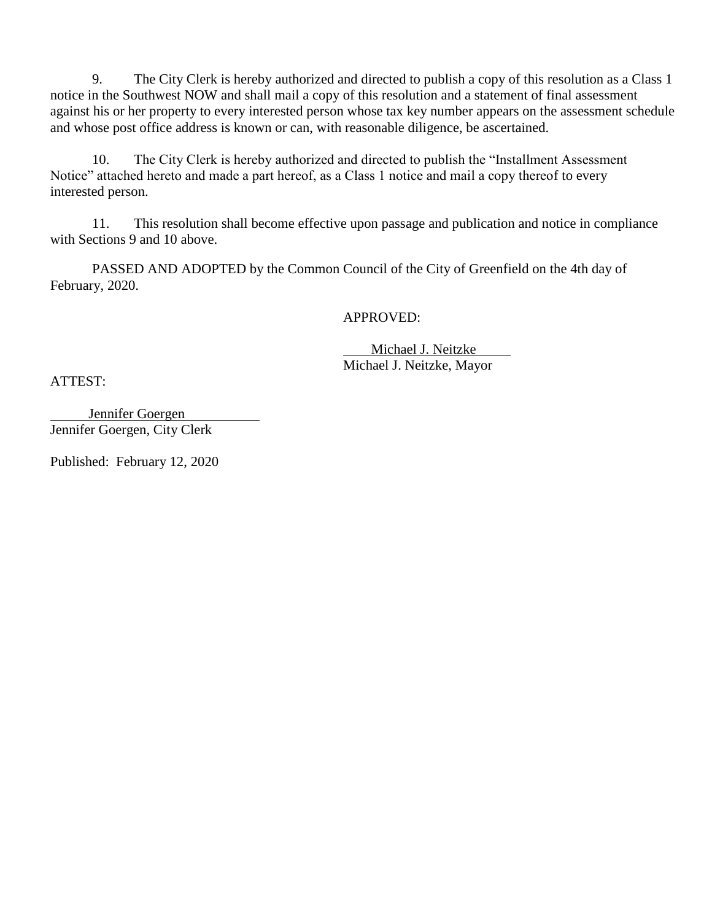9. The City Clerk is hereby authorized and directed to publish a copy of this resolution as a Class 1 notice in the Southwest NOW and shall mail a copy of this resolution and a statement of final assessment against his or her property to every interested person whose tax key number appears on the assessment schedule and whose post office address is known or can, with reasonable diligence, be ascertained.

10. The City Clerk is hereby authorized and directed to publish the "Installment Assessment Notice" attached hereto and made a part hereof, as a Class 1 notice and mail a copy thereof to every interested person.

11. This resolution shall become effective upon passage and publication and notice in compliance with Sections 9 and 10 above.

PASSED AND ADOPTED by the Common Council of the City of Greenfield on the 4th day of February, 2020.

APPROVED:

Michael J. Neitzke
Michael J. Neitzke, Mayor

ATTEST:

Jennifer Goergen
Jennifer Goergen, City Clerk

Published: February 12, 2020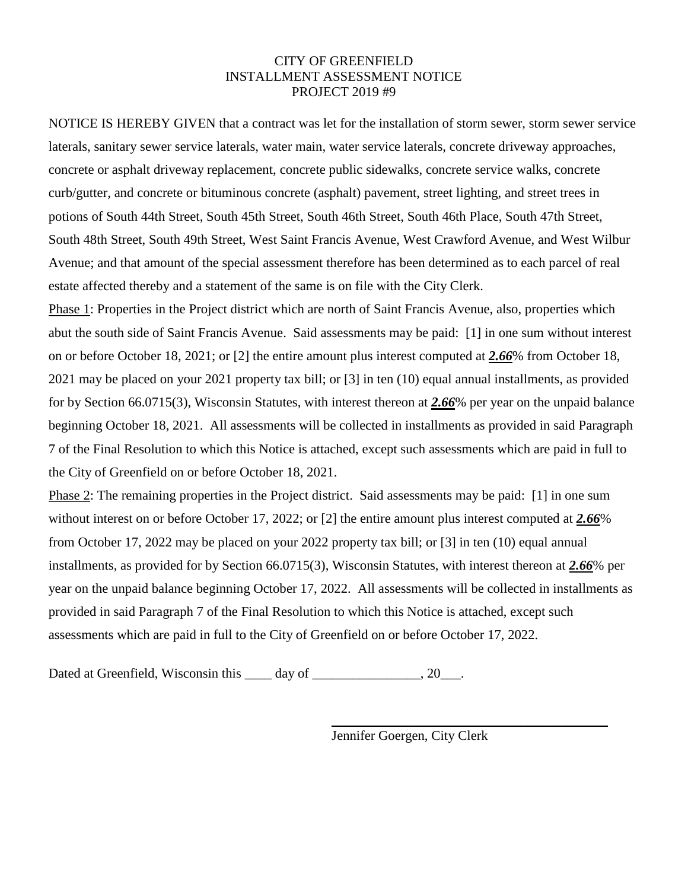CITY OF GREENFIELD
INSTALLMENT ASSESSMENT NOTICE
PROJECT 2019 #9

NOTICE IS HEREBY GIVEN that a contract was let for the installation of storm sewer, storm sewer service laterals, sanitary sewer service laterals, water main, water service laterals, concrete driveway approaches, concrete or asphalt driveway replacement, concrete public sidewalks, concrete service walks, concrete curb/gutter, and concrete or bituminous concrete (asphalt) pavement, street lighting, and street trees in potions of South 44th Street, South 45th Street, South 46th Street, South 46th Place, South 47th Street, South 48th Street, South 49th Street, West Saint Francis Avenue, West Crawford Avenue, and West Wilbur Avenue; and that amount of the special assessment therefore has been determined as to each parcel of real estate affected thereby and a statement of the same is on file with the City Clerk.

Phase 1: Properties in the Project district which are north of Saint Francis Avenue, also, properties which abut the south side of Saint Francis Avenue. Said assessments may be paid: [1] in one sum without interest on or before October 18, 2021; or [2] the entire amount plus interest computed at ***2.66***% from October 18, 2021 may be placed on your 2021 property tax bill; or [3] in ten (10) equal annual installments, as provided for by Section 66.0715(3), Wisconsin Statutes, with interest thereon at ***2.66***% per year on the unpaid balance beginning October 18, 2021. All assessments will be collected in installments as provided in said Paragraph 7 of the Final Resolution to which this Notice is attached, except such assessments which are paid in full to the City of Greenfield on or before October 18, 2021.

Phase 2: The remaining properties in the Project district. Said assessments may be paid: [1] in one sum without interest on or before October 17, 2022; or [2] the entire amount plus interest computed at ***2.66***% from October 17, 2022 may be placed on your 2022 property tax bill; or [3] in ten (10) equal annual installments, as provided for by Section 66.0715(3), Wisconsin Statutes, with interest thereon at ***2.66***% per year on the unpaid balance beginning October 17, 2022. All assessments will be collected in installments as provided in said Paragraph 7 of the Final Resolution to which this Notice is attached, except such assessments which are paid in full to the City of Greenfield on or before October 17, 2022.

Dated at Greenfield, Wisconsin this ____ day of ________________, 20___.

Jennifer Goergen, City Clerk